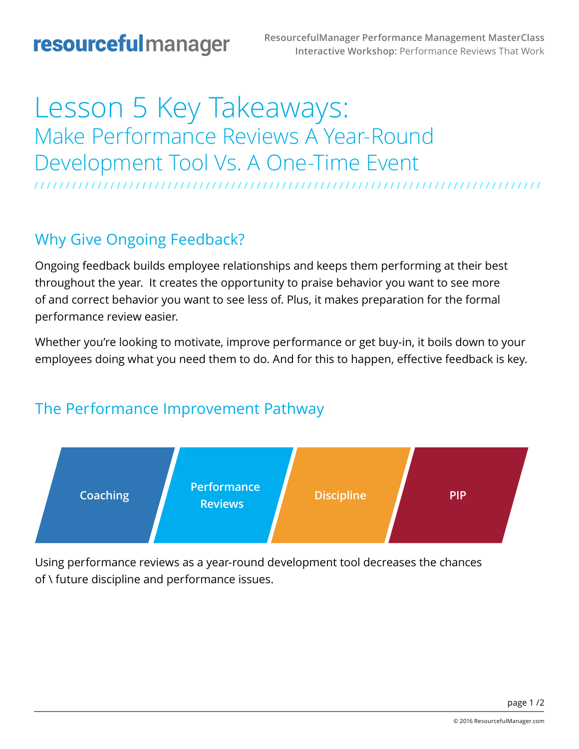# Lesson 5 Key Takeaways:

## Make Performance Reviews A Year-Round Development Tool Vs. A One-Time Event

### Why Give Ongoing Feedback?

Ongoing feedback builds employee relationships and keeps them performing at their best throughout the year. It creates the opportunity to praise behavior you want to see more of and correct behavior you want to see less of. Plus, it makes preparation for the formal performance review easier.

Whether you're looking to motivate, improve performance or get buy-in, it boils down to your employees doing what you need them to do. And for this to happen, effective feedback is key.

### The Performance Improvement Pathway

Coaching → Performance Reviews → Discipline → PIP

Using performance reviews as a year-round development tool decreases the chances of \ future discipline and performance issues.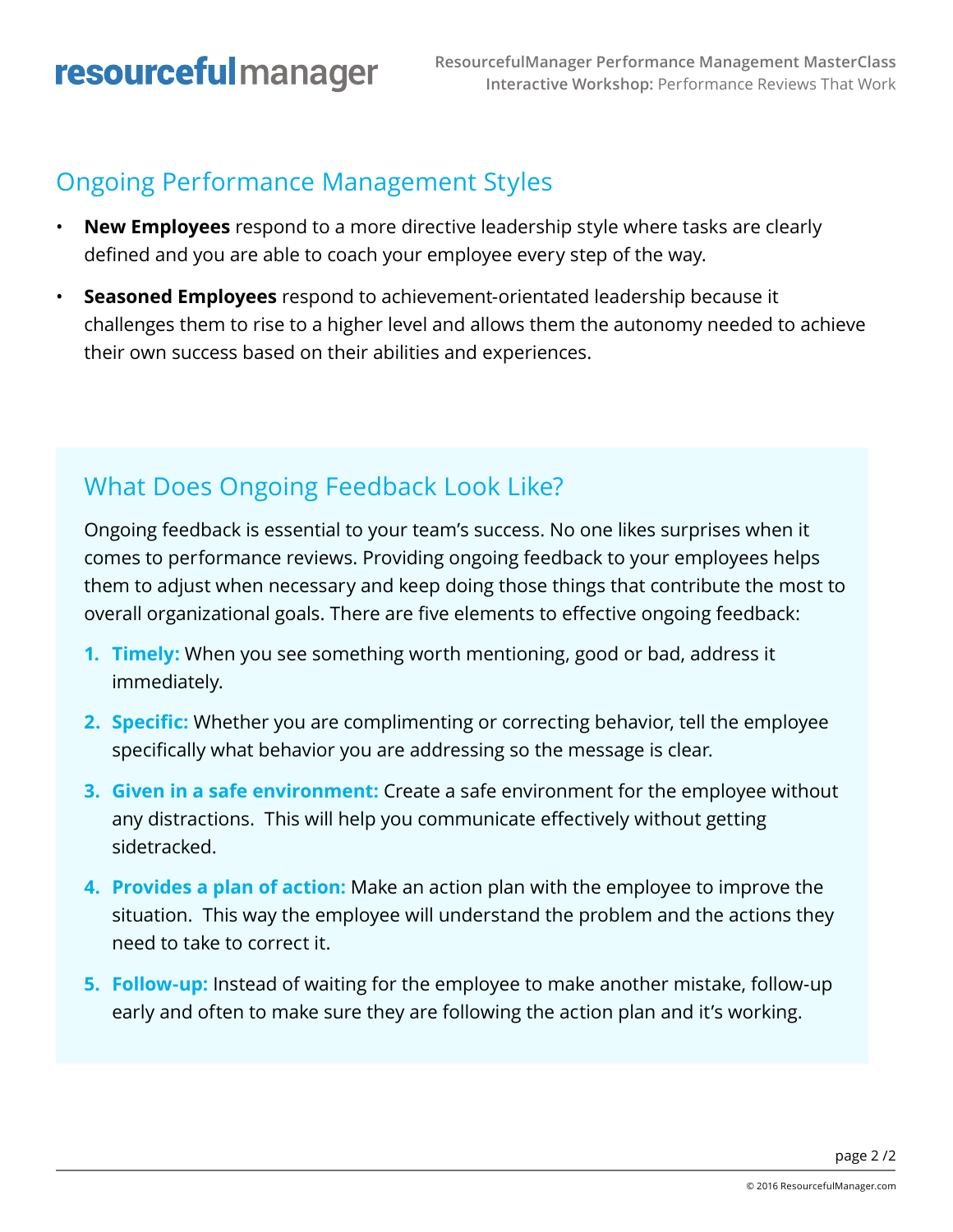## Ongoing Performance Management Styles

- **New Employees** respond to a more directive leadership style where tasks are clearly defined and you are able to coach your employee every step of the way.
- **Seasoned Employees** respond to achievement-orientated leadership because it challenges them to rise to a higher level and allows them the autonomy needed to achieve their own success based on their abilities and experiences.

## What Does Ongoing Feedback Look Like?

Ongoing feedback is essential to your team's success. No one likes surprises when it comes to performance reviews. Providing ongoing feedback to your employees helps them to adjust when necessary and keep doing those things that contribute the most to overall organizational goals. There are five elements to effective ongoing feedback:

1. **Timely:** When you see something worth mentioning, good or bad, address it immediately.
2. **Specific:** Whether you are complimenting or correcting behavior, tell the employee specifically what behavior you are addressing so the message is clear.
3. **Given in a safe environment:** Create a safe environment for the employee without any distractions. This will help you communicate effectively without getting sidetracked.
4. **Provides a plan of action:** Make an action plan with the employee to improve the situation. This way the employee will understand the problem and the actions they need to take to correct it.
5. **Follow-up:** Instead of waiting for the employee to make another mistake, follow-up early and often to make sure they are following the action plan and it's working.

© 2016 ResourcefulManager.com